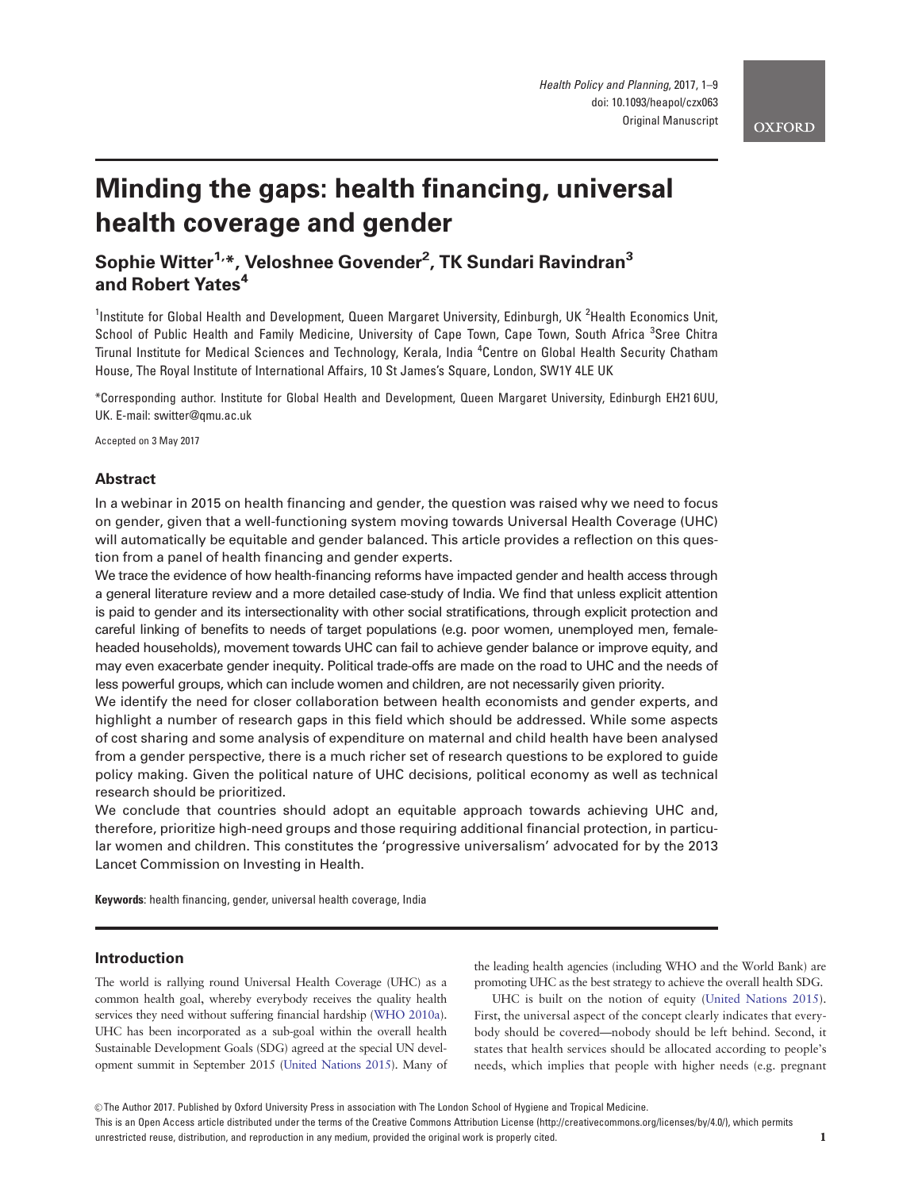# Minding the gaps: health financing, universal health coverage and gender

## Sophie Witter[1,*], Veloshnee Govender[2], TK Sundari Ravindran[3] and Robert Yates[4]

[1]Institute for Global Health and Development, Queen Margaret University, Edinburgh, UK [2]Health Economics Unit, School of Public Health and Family Medicine, University of Cape Town, Cape Town, South Africa [3]Sree Chitra Tirunal Institute for Medical Sciences and Technology, Kerala, India [4]Centre on Global Health Security Chatham House, The Royal Institute of International Affairs, 10 St James's Square, London, SW1Y 4LE UK

*Corresponding author. Institute for Global Health and Development, Queen Margaret University, Edinburgh EH21 6UU, UK. E-mail: switter@qmu.ac.uk

Accepted on 3 May 2017

## Abstract

In a webinar in 2015 on health financing and gender, the question was raised why we need to focus on gender, given that a well-functioning system moving towards Universal Health Coverage (UHC) will automatically be equitable and gender balanced. This article provides a reflection on this question from a panel of health financing and gender experts.

We trace the evidence of how health-financing reforms have impacted gender and health access through a general literature review and a more detailed case-study of India. We find that unless explicit attention is paid to gender and its intersectionality with other social stratifications, through explicit protection and careful linking of benefits to needs of target populations (e.g. poor women, unemployed men, female-headed households), movement towards UHC can fail to achieve gender balance or improve equity, and may even exacerbate gender inequity. Political trade-offs are made on the road to UHC and the needs of less powerful groups, which can include women and children, are not necessarily given priority.

We identify the need for closer collaboration between health economists and gender experts, and highlight a number of research gaps in this field which should be addressed. While some aspects of cost sharing and some analysis of expenditure on maternal and child health have been analysed from a gender perspective, there is a much richer set of research questions to be explored to guide policy making. Given the political nature of UHC decisions, political economy as well as technical research should be prioritized.

We conclude that countries should adopt an equitable approach towards achieving UHC and, therefore, prioritize high-need groups and those requiring additional financial protection, in particular women and children. This constitutes the 'progressive universalism' advocated for by the 2013 Lancet Commission on Investing in Health.

**Keywords**: health financing, gender, universal health coverage, India

## Introduction

The world is rallying round Universal Health Coverage (UHC) as a common health goal, whereby everybody receives the quality health services they need without suffering financial hardship (WHO 2010a). UHC has been incorporated as a sub-goal within the overall health Sustainable Development Goals (SDG) agreed at the special UN development summit in September 2015 (United Nations 2015). Many of the leading health agencies (including WHO and the World Bank) are promoting UHC as the best strategy to achieve the overall health SDG.

UHC is built on the notion of equity (United Nations 2015). First, the universal aspect of the concept clearly indicates that everybody should be covered—nobody should be left behind. Second, it states that health services should be allocated according to people's needs, which implies that people with higher needs (e.g. pregnant

© The Author 2017. Published by Oxford University Press in association with The London School of Hygiene and Tropical Medicine.
This is an Open Access article distributed under the terms of the Creative Commons Attribution License (http://creativecommons.org/licenses/by/4.0/), which permits unrestricted reuse, distribution, and reproduction in any medium, provided the original work is properly cited.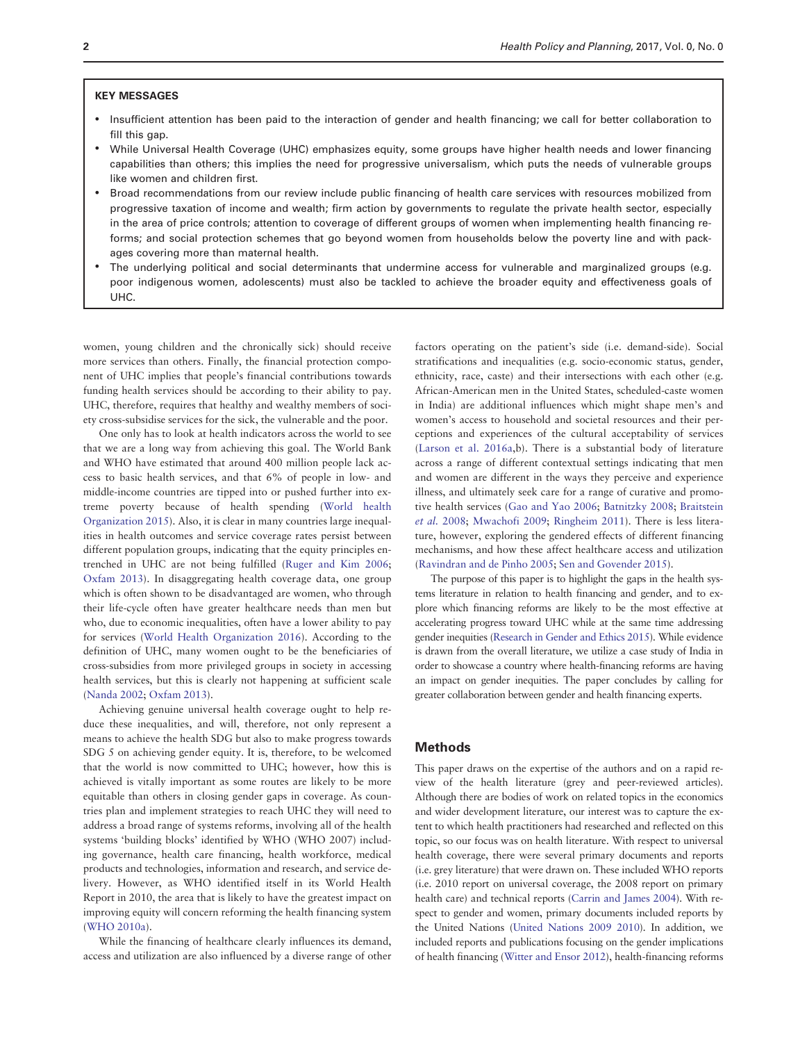**KEY MESSAGES**

- Insufficient attention has been paid to the interaction of gender and health financing; we call for better collaboration to fill this gap.
- While Universal Health Coverage (UHC) emphasizes equity, some groups have higher health needs and lower financing capabilities than others; this implies the need for progressive universalism, which puts the needs of vulnerable groups like women and children first.
- Broad recommendations from our review include public financing of health care services with resources mobilized from progressive taxation of income and wealth; firm action by governments to regulate the private health sector, especially in the area of price controls; attention to coverage of different groups of women when implementing health financing reforms; and social protection schemes that go beyond women from households below the poverty line and with packages covering more than maternal health.
- The underlying political and social determinants that undermine access for vulnerable and marginalized groups (e.g. poor indigenous women, adolescents) must also be tackled to achieve the broader equity and effectiveness goals of UHC.

women, young children and the chronically sick) should receive more services than others. Finally, the financial protection component of UHC implies that people's financial contributions towards funding health services should be according to their ability to pay. UHC, therefore, requires that healthy and wealthy members of society cross-subsidise services for the sick, the vulnerable and the poor.

One only has to look at health indicators across the world to see that we are a long way from achieving this goal. The World Bank and WHO have estimated that around 400 million people lack access to basic health services, and that 6% of people in low- and middle-income countries are tipped into or pushed further into extreme poverty because of health spending (World health Organization 2015). Also, it is clear in many countries large inequalities in health outcomes and service coverage rates persist between different population groups, indicating that the equity principles entrenched in UHC are not being fulfilled (Ruger and Kim 2006; Oxfam 2013). In disaggregating health coverage data, one group which is often shown to be disadvantaged are women, who through their life-cycle often have greater healthcare needs than men but who, due to economic inequalities, often have a lower ability to pay for services (World Health Organization 2016). According to the definition of UHC, many women ought to be the beneficiaries of cross-subsidies from more privileged groups in society in accessing health services, but this is clearly not happening at sufficient scale (Nanda 2002; Oxfam 2013).

Achieving genuine universal health coverage ought to help reduce these inequalities, and will, therefore, not only represent a means to achieve the health SDG but also to make progress towards SDG 5 on achieving gender equity. It is, therefore, to be welcomed that the world is now committed to UHC; however, how this is achieved is vitally important as some routes are likely to be more equitable than others in closing gender gaps in coverage. As countries plan and implement strategies to reach UHC they will need to address a broad range of systems reforms, involving all of the health systems 'building blocks' identified by WHO (WHO 2007) including governance, health care financing, health workforce, medical products and technologies, information and research, and service delivery. However, as WHO identified itself in its World Health Report in 2010, the area that is likely to have the greatest impact on improving equity will concern reforming the health financing system (WHO 2010a).

While the financing of healthcare clearly influences its demand, access and utilization are also influenced by a diverse range of other factors operating on the patient's side (i.e. demand-side). Social stratifications and inequalities (e.g. socio-economic status, gender, ethnicity, race, caste) and their intersections with each other (e.g. African-American men in the United States, scheduled-caste women in India) are additional influences which might shape men's and women's access to household and societal resources and their perceptions and experiences of the cultural acceptability of services (Larson et al. 2016a,b). There is a substantial body of literature across a range of different contextual settings indicating that men and women are different in the ways they perceive and experience illness, and ultimately seek care for a range of curative and promotive health services (Gao and Yao 2006; Batnitzky 2008; Braitstein *et al.* 2008; Mwachofi 2009; Ringheim 2011). There is less literature, however, exploring the gendered effects of different financing mechanisms, and how these affect healthcare access and utilization (Ravindran and de Pinho 2005; Sen and Govender 2015).

The purpose of this paper is to highlight the gaps in the health systems literature in relation to health financing and gender, and to explore which financing reforms are likely to be the most effective at accelerating progress toward UHC while at the same time addressing gender inequities (Research in Gender and Ethics 2015). While evidence is drawn from the overall literature, we utilize a case study of India in order to showcase a country where health-financing reforms are having an impact on gender inequities. The paper concludes by calling for greater collaboration between gender and health financing experts.

## Methods

This paper draws on the expertise of the authors and on a rapid review of the health literature (grey and peer-reviewed articles). Although there are bodies of work on related topics in the economics and wider development literature, our interest was to capture the extent to which health practitioners had researched and reflected on this topic, so our focus was on health literature. With respect to universal health coverage, there were several primary documents and reports (i.e. grey literature) that were drawn on. These included WHO reports (i.e. 2010 report on universal coverage, the 2008 report on primary health care) and technical reports (Carrin and James 2004). With respect to gender and women, primary documents included reports by the United Nations (United Nations 2009 2010). In addition, we included reports and publications focusing on the gender implications of health financing (Witter and Ensor 2012), health-financing reforms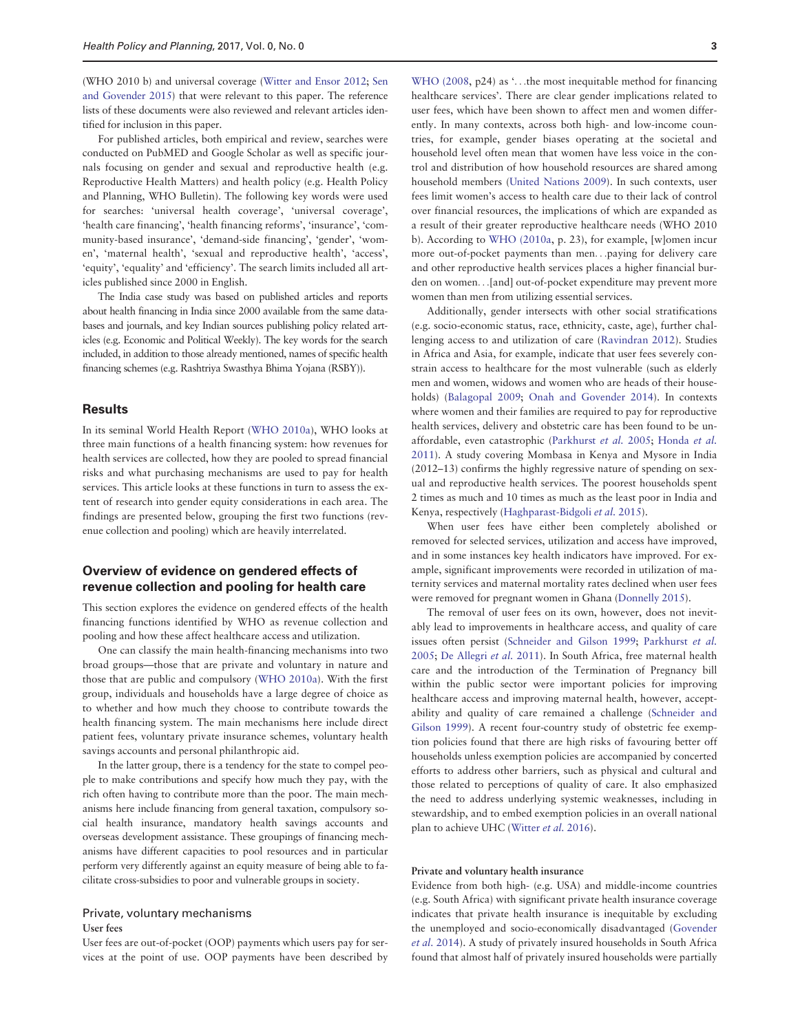(WHO 2010 b) and universal coverage (Witter and Ensor 2012; Sen and Govender 2015) that were relevant to this paper. The reference lists of these documents were also reviewed and relevant articles identified for inclusion in this paper.

For published articles, both empirical and review, searches were conducted on PubMED and Google Scholar as well as specific journals focusing on gender and sexual and reproductive health (e.g. Reproductive Health Matters) and health policy (e.g. Health Policy and Planning, WHO Bulletin). The following key words were used for searches: 'universal health coverage', 'universal coverage', 'health care financing', 'health financing reforms', 'insurance', 'community-based insurance', 'demand-side financing', 'gender', 'women', 'maternal health', 'sexual and reproductive health', 'access', 'equity', 'equality' and 'efficiency'. The search limits included all articles published since 2000 in English.

The India case study was based on published articles and reports about health financing in India since 2000 available from the same databases and journals, and key Indian sources publishing policy related articles (e.g. Economic and Political Weekly). The key words for the search included, in addition to those already mentioned, names of specific health financing schemes (e.g. Rashtriya Swasthya Bhima Yojana (RSBY)).

## Results

In its seminal World Health Report (WHO 2010a), WHO looks at three main functions of a health financing system: how revenues for health services are collected, how they are pooled to spread financial risks and what purchasing mechanisms are used to pay for health services. This article looks at these functions in turn to assess the extent of research into gender equity considerations in each area. The findings are presented below, grouping the first two functions (revenue collection and pooling) which are heavily interrelated.

## Overview of evidence on gendered effects of revenue collection and pooling for health care

This section explores the evidence on gendered effects of the health financing functions identified by WHO as revenue collection and pooling and how these affect healthcare access and utilization.

One can classify the main health-financing mechanisms into two broad groups—those that are private and voluntary in nature and those that are public and compulsory (WHO 2010a). With the first group, individuals and households have a large degree of choice as to whether and how much they choose to contribute towards the health financing system. The main mechanisms here include direct patient fees, voluntary private insurance schemes, voluntary health savings accounts and personal philanthropic aid.

In the latter group, there is a tendency for the state to compel people to make contributions and specify how much they pay, with the rich often having to contribute more than the poor. The main mechanisms here include financing from general taxation, compulsory social health insurance, mandatory health savings accounts and overseas development assistance. These groupings of financing mechanisms have different capacities to pool resources and in particular perform very differently against an equity measure of being able to facilitate cross-subsidies to poor and vulnerable groups in society.

### Private, voluntary mechanisms

#### User fees

User fees are out-of-pocket (OOP) payments which users pay for services at the point of use. OOP payments have been described by WHO (2008, p24) as '…the most inequitable method for financing healthcare services'. There are clear gender implications related to user fees, which have been shown to affect men and women differently. In many contexts, across both high- and low-income countries, for example, gender biases operating at the societal and household level often mean that women have less voice in the control and distribution of how household resources are shared among household members (United Nations 2009). In such contexts, user fees limit women's access to health care due to their lack of control over financial resources, the implications of which are expanded as a result of their greater reproductive healthcare needs (WHO 2010 b). According to WHO (2010a, p. 23), for example, [w]omen incur more out-of-pocket payments than men…paying for delivery care and other reproductive health services places a higher financial burden on women…[and] out-of-pocket expenditure may prevent more women than men from utilizing essential services.

Additionally, gender intersects with other social stratifications (e.g. socio-economic status, race, ethnicity, caste, age), further challenging access to and utilization of care (Ravindran 2012). Studies in Africa and Asia, for example, indicate that user fees severely constrain access to healthcare for the most vulnerable (such as elderly men and women, widows and women who are heads of their households) (Balagopal 2009; Onah and Govender 2014). In contexts where women and their families are required to pay for reproductive health services, delivery and obstetric care has been found to be unaffordable, even catastrophic (Parkhurst *et al.* 2005; Honda *et al.* 2011). A study covering Mombasa in Kenya and Mysore in India (2012–13) confirms the highly regressive nature of spending on sexual and reproductive health services. The poorest households spent 2 times as much and 10 times as much as the least poor in India and Kenya, respectively (Haghparast-Bidgoli *et al.* 2015).

When user fees have either been completely abolished or removed for selected services, utilization and access have improved, and in some instances key health indicators have improved. For example, significant improvements were recorded in utilization of maternity services and maternal mortality rates declined when user fees were removed for pregnant women in Ghana (Donnelly 2015).

The removal of user fees on its own, however, does not inevitably lead to improvements in healthcare access, and quality of care issues often persist (Schneider and Gilson 1999; Parkhurst *et al.* 2005; De Allegri *et al.* 2011). In South Africa, free maternal health care and the introduction of the Termination of Pregnancy bill within the public sector were important policies for improving healthcare access and improving maternal health, however, acceptability and quality of care remained a challenge (Schneider and Gilson 1999). A recent four-country study of obstetric fee exemption policies found that there are high risks of favouring better off households unless exemption policies are accompanied by concerted efforts to address other barriers, such as physical and cultural and those related to perceptions of quality of care. It also emphasized the need to address underlying systemic weaknesses, including in stewardship, and to embed exemption policies in an overall national plan to achieve UHC (Witter *et al.* 2016).

#### Private and voluntary health insurance

Evidence from both high- (e.g. USA) and middle-income countries (e.g. South Africa) with significant private health insurance coverage indicates that private health insurance is inequitable by excluding the unemployed and socio-economically disadvantaged (Govender *et al.* 2014). A study of privately insured households in South Africa found that almost half of privately insured households were partially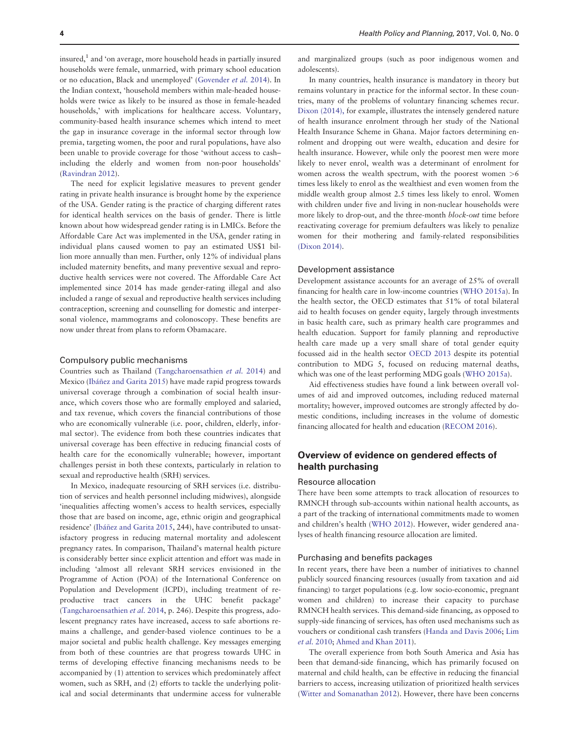insured,[1] and 'on average, more household heads in partially insured households were female, unmarried, with primary school education or no education, Black and unemployed' (Govender *et al.* 2014). In the Indian context, 'household members within male-headed households were twice as likely to be insured as those in female-headed households,' with implications for healthcare access. Voluntary, community-based health insurance schemes which intend to meet the gap in insurance coverage in the informal sector through low premia, targeting women, the poor and rural populations, have also been unable to provide coverage for those 'without access to cash–including the elderly and women from non-poor households' (Ravindran 2012).

The need for explicit legislative measures to prevent gender rating in private health insurance is brought home by the experience of the USA. Gender rating is the practice of charging different rates for identical health services on the basis of gender. There is little known about how widespread gender rating is in LMICs. Before the Affordable Care Act was implemented in the USA, gender rating in individual plans caused women to pay an estimated US$1 billion more annually than men. Further, only 12% of individual plans included maternity benefits, and many preventive sexual and reproductive health services were not covered. The Affordable Care Act implemented since 2014 has made gender-rating illegal and also included a range of sexual and reproductive health services including contraception, screening and counselling for domestic and interpersonal violence, mammograms and colonoscopy. These benefits are now under threat from plans to reform Obamacare.

### Compulsory public mechanisms

Countries such as Thailand (Tangcharoensathien *et al.* 2014) and Mexico (Ibáñez and Garita 2015) have made rapid progress towards universal coverage through a combination of social health insurance, which covers those who are formally employed and salaried, and tax revenue, which covers the financial contributions of those who are economically vulnerable (i.e. poor, children, elderly, informal sector). The evidence from both these countries indicates that universal coverage has been effective in reducing financial costs of health care for the economically vulnerable; however, important challenges persist in both these contexts, particularly in relation to sexual and reproductive health (SRH) services.

In Mexico, inadequate resourcing of SRH services (i.e. distribution of services and health personnel including midwives), alongside 'inequalities affecting women's access to health services, especially those that are based on income, age, ethnic origin and geographical residence' (Ibáñez and Garita 2015, 244), have contributed to unsatisfactory progress in reducing maternal mortality and adolescent pregnancy rates. In comparison, Thailand's maternal health picture is considerably better since explicit attention and effort was made in including 'almost all relevant SRH services envisioned in the Programme of Action (POA) of the International Conference on Population and Development (ICPD), including treatment of reproductive tract cancers in the UHC benefit package' (Tangcharoensathien *et al.* 2014, p. 246). Despite this progress, adolescent pregnancy rates have increased, access to safe abortions remains a challenge, and gender-based violence continues to be a major societal and public health challenge. Key messages emerging from both of these countries are that progress towards UHC in terms of developing effective financing mechanisms needs to be accompanied by (1) attention to services which predominately affect women, such as SRH, and (2) efforts to tackle the underlying political and social determinants that undermine access for vulnerable and marginalized groups (such as poor indigenous women and adolescents).

In many countries, health insurance is mandatory in theory but remains voluntary in practice for the informal sector. In these countries, many of the problems of voluntary financing schemes recur. Dixon (2014), for example, illustrates the intensely gendered nature of health insurance enrolment through her study of the National Health Insurance Scheme in Ghana. Major factors determining enrolment and dropping out were wealth, education and desire for health insurance. However, while only the poorest men were more likely to never enrol, wealth was a determinant of enrolment for women across the wealth spectrum, with the poorest women >6 times less likely to enrol as the wealthiest and even women from the middle wealth group almost 2.5 times less likely to enrol. Women with children under five and living in non-nuclear households were more likely to drop-out, and the three-month *block-out* time before reactivating coverage for premium defaulters was likely to penalize women for their mothering and family-related responsibilities (Dixon 2014).

### Development assistance

Development assistance accounts for an average of 25% of overall financing for health care in low-income countries (WHO 2015a). In the health sector, the OECD estimates that 51% of total bilateral aid to health focuses on gender equity, largely through investments in basic health care, such as primary health care programmes and health education. Support for family planning and reproductive health care made up a very small share of total gender equity focussed aid in the health sector OECD 2013 despite its potential contribution to MDG 5, focused on reducing maternal deaths, which was one of the least performing MDG goals (WHO 2015a).

Aid effectiveness studies have found a link between overall volumes of aid and improved outcomes, including reduced maternal mortality; however, improved outcomes are strongly affected by domestic conditions, including increases in the volume of domestic financing allocated for health and education (RECOM 2016).

## Overview of evidence on gendered effects of health purchasing

### Resource allocation

There have been some attempts to track allocation of resources to RMNCH through sub-accounts within national health accounts, as a part of the tracking of international commitments made to women and children's health (WHO 2012). However, wider gendered analyses of health financing resource allocation are limited.

### Purchasing and benefits packages

In recent years, there have been a number of initiatives to channel publicly sourced financing resources (usually from taxation and aid financing) to target populations (e.g. low socio-economic, pregnant women and children) to increase their capacity to purchase RMNCH health services. This demand-side financing, as opposed to supply-side financing of services, has often used mechanisms such as vouchers or conditional cash transfers (Handa and Davis 2006; Lim *et al.* 2010; Ahmed and Khan 2011).

The overall experience from both South America and Asia has been that demand-side financing, which has primarily focused on maternal and child health, can be effective in reducing the financial barriers to access, increasing utilization of prioritized health services (Witter and Somanathan 2012). However, there have been concerns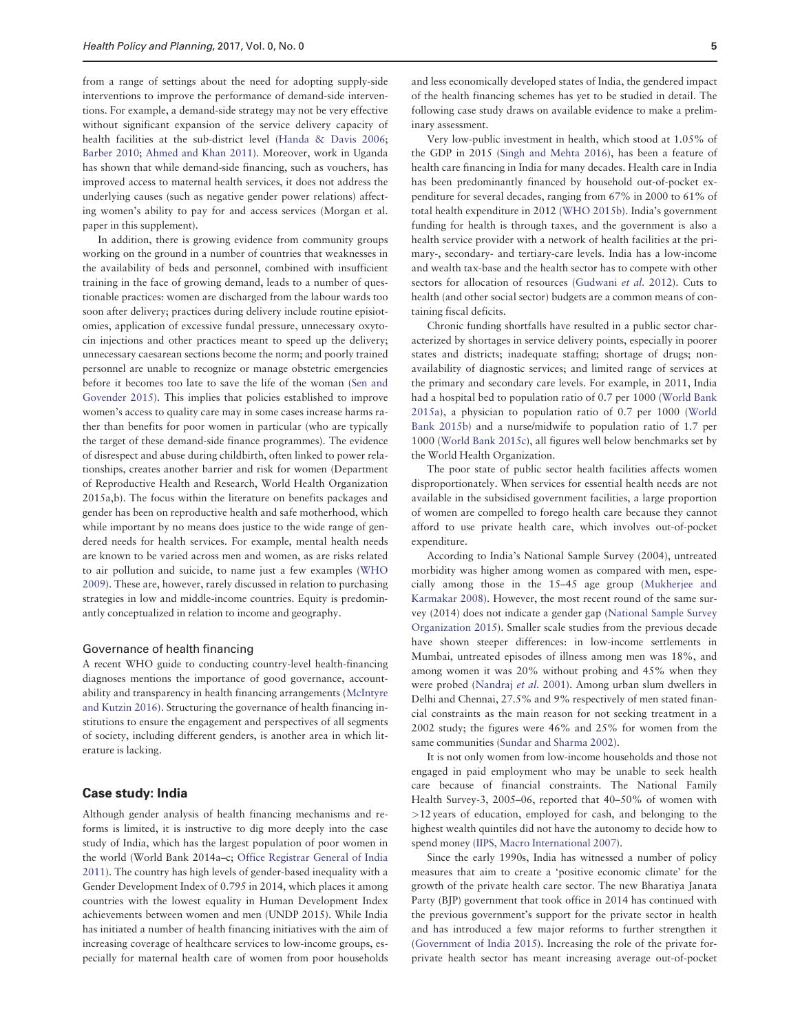from a range of settings about the need for adopting supply-side interventions to improve the performance of demand-side interventions. For example, a demand-side strategy may not be very effective without significant expansion of the service delivery capacity of health facilities at the sub-district level (Handa & Davis 2006; Barber 2010; Ahmed and Khan 2011). Moreover, work in Uganda has shown that while demand-side financing, such as vouchers, has improved access to maternal health services, it does not address the underlying causes (such as negative gender power relations) affecting women's ability to pay for and access services (Morgan et al. paper in this supplement).

In addition, there is growing evidence from community groups working on the ground in a number of countries that weaknesses in the availability of beds and personnel, combined with insufficient training in the face of growing demand, leads to a number of questionable practices: women are discharged from the labour wards too soon after delivery; practices during delivery include routine episiotomies, application of excessive fundal pressure, unnecessary oxytocin injections and other practices meant to speed up the delivery; unnecessary caesarean sections become the norm; and poorly trained personnel are unable to recognize or manage obstetric emergencies before it becomes too late to save the life of the woman (Sen and Govender 2015). This implies that policies established to improve women's access to quality care may in some cases increase harms rather than benefits for poor women in particular (who are typically the target of these demand-side finance programmes). The evidence of disrespect and abuse during childbirth, often linked to power relationships, creates another barrier and risk for women (Department of Reproductive Health and Research, World Health Organization 2015a,b). The focus within the literature on benefits packages and gender has been on reproductive health and safe motherhood, which while important by no means does justice to the wide range of gendered needs for health services. For example, mental health needs are known to be varied across men and women, as are risks related to air pollution and suicide, to name just a few examples (WHO 2009). These are, however, rarely discussed in relation to purchasing strategies in low and middle-income countries. Equity is predominantly conceptualized in relation to income and geography.

### Governance of health financing

A recent WHO guide to conducting country-level health-financing diagnoses mentions the importance of good governance, accountability and transparency in health financing arrangements (McIntyre and Kutzin 2016). Structuring the governance of health financing institutions to ensure the engagement and perspectives of all segments of society, including different genders, is another area in which literature is lacking.

## Case study: India

Although gender analysis of health financing mechanisms and reforms is limited, it is instructive to dig more deeply into the case study of India, which has the largest population of poor women in the world (World Bank 2014a–c; Office Registrar General of India 2011). The country has high levels of gender-based inequality with a Gender Development Index of 0.795 in 2014, which places it among countries with the lowest equality in Human Development Index achievements between women and men (UNDP 2015). While India has initiated a number of health financing initiatives with the aim of increasing coverage of healthcare services to low-income groups, especially for maternal health care of women from poor households and less economically developed states of India, the gendered impact of the health financing schemes has yet to be studied in detail. The following case study draws on available evidence to make a preliminary assessment.

Very low-public investment in health, which stood at 1.05% of the GDP in 2015 (Singh and Mehta 2016), has been a feature of health care financing in India for many decades. Health care in India has been predominantly financed by household out-of-pocket expenditure for several decades, ranging from 67% in 2000 to 61% of total health expenditure in 2012 (WHO 2015b). India's government funding for health is through taxes, and the government is also a health service provider with a network of health facilities at the primary-, secondary- and tertiary-care levels. India has a low-income and wealth tax-base and the health sector has to compete with other sectors for allocation of resources (Gudwani *et al.* 2012). Cuts to health (and other social sector) budgets are a common means of containing fiscal deficits.

Chronic funding shortfalls have resulted in a public sector characterized by shortages in service delivery points, especially in poorer states and districts; inadequate staffing; shortage of drugs; non-availability of diagnostic services; and limited range of services at the primary and secondary care levels. For example, in 2011, India had a hospital bed to population ratio of 0.7 per 1000 (World Bank 2015a), a physician to population ratio of 0.7 per 1000 (World Bank 2015b) and a nurse/midwife to population ratio of 1.7 per 1000 (World Bank 2015c), all figures well below benchmarks set by the World Health Organization.

The poor state of public sector health facilities affects women disproportionately. When services for essential health needs are not available in the subsidised government facilities, a large proportion of women are compelled to forego health care because they cannot afford to use private health care, which involves out-of-pocket expenditure.

According to India's National Sample Survey (2004), untreated morbidity was higher among women as compared with men, especially among those in the 15–45 age group (Mukherjee and Karmakar 2008). However, the most recent round of the same survey (2014) does not indicate a gender gap (National Sample Survey Organization 2015). Smaller scale studies from the previous decade have shown steeper differences: in low-income settlements in Mumbai, untreated episodes of illness among men was 18%, and among women it was 20% without probing and 45% when they were probed (Nandraj *et al.* 2001). Among urban slum dwellers in Delhi and Chennai, 27.5% and 9% respectively of men stated financial constraints as the main reason for not seeking treatment in a 2002 study; the figures were 46% and 25% for women from the same communities (Sundar and Sharma 2002).

It is not only women from low-income households and those not engaged in paid employment who may be unable to seek health care because of financial constraints. The National Family Health Survey-3, 2005–06, reported that 40–50% of women with >12 years of education, employed for cash, and belonging to the highest wealth quintiles did not have the autonomy to decide how to spend money (IIPS, Macro International 2007).

Since the early 1990s, India has witnessed a number of policy measures that aim to create a 'positive economic climate' for the growth of the private health care sector. The new Bharatiya Janata Party (BJP) government that took office in 2014 has continued with the previous government's support for the private sector in health and has introduced a few major reforms to further strengthen it (Government of India 2015). Increasing the role of the private for-private health sector has meant increasing average out-of-pocket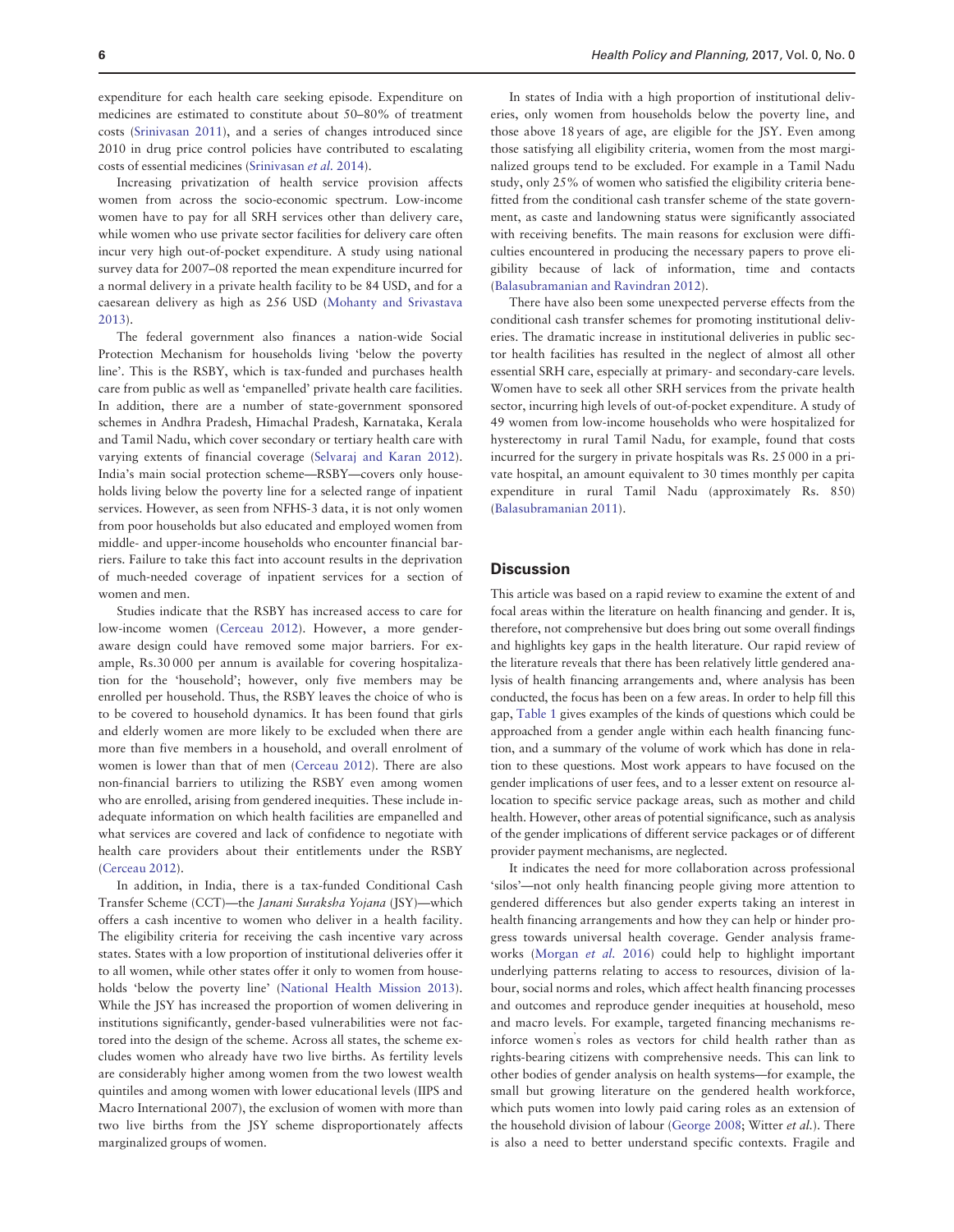expenditure for each health care seeking episode. Expenditure on medicines are estimated to constitute about 50–80% of treatment costs (Srinivasan 2011), and a series of changes introduced since 2010 in drug price control policies have contributed to escalating costs of essential medicines (Srinivasan *et al.* 2014).

Increasing privatization of health service provision affects women from across the socio-economic spectrum. Low-income women have to pay for all SRH services other than delivery care, while women who use private sector facilities for delivery care often incur very high out-of-pocket expenditure. A study using national survey data for 2007–08 reported the mean expenditure incurred for a normal delivery in a private health facility to be 84 USD, and for a caesarean delivery as high as 256 USD (Mohanty and Srivastava 2013).

The federal government also finances a nation-wide Social Protection Mechanism for households living 'below the poverty line'. This is the RSBY, which is tax-funded and purchases health care from public as well as 'empanelled' private health care facilities. In addition, there are a number of state-government sponsored schemes in Andhra Pradesh, Himachal Pradesh, Karnataka, Kerala and Tamil Nadu, which cover secondary or tertiary health care with varying extents of financial coverage (Selvaraj and Karan 2012). India's main social protection scheme—RSBY—covers only households living below the poverty line for a selected range of inpatient services. However, as seen from NFHS-3 data, it is not only women from poor households but also educated and employed women from middle- and upper-income households who encounter financial barriers. Failure to take this fact into account results in the deprivation of much-needed coverage of inpatient services for a section of women and men.

Studies indicate that the RSBY has increased access to care for low-income women (Cerceau 2012). However, a more gender-aware design could have removed some major barriers. For example, Rs.30 000 per annum is available for covering hospitalization for the 'household'; however, only five members may be enrolled per household. Thus, the RSBY leaves the choice of who is to be covered to household dynamics. It has been found that girls and elderly women are more likely to be excluded when there are more than five members in a household, and overall enrolment of women is lower than that of men (Cerceau 2012). There are also non-financial barriers to utilizing the RSBY even among women who are enrolled, arising from gendered inequities. These include inadequate information on which health facilities are empanelled and what services are covered and lack of confidence to negotiate with health care providers about their entitlements under the RSBY (Cerceau 2012).

In addition, in India, there is a tax-funded Conditional Cash Transfer Scheme (CCT)—the *Janani Suraksha Yojana* (JSY)—which offers a cash incentive to women who deliver in a health facility. The eligibility criteria for receiving the cash incentive vary across states. States with a low proportion of institutional deliveries offer it to all women, while other states offer it only to women from households 'below the poverty line' (National Health Mission 2013). While the JSY has increased the proportion of women delivering in institutions significantly, gender-based vulnerabilities were not factored into the design of the scheme. Across all states, the scheme excludes women who already have two live births. As fertility levels are considerably higher among women from the two lowest wealth quintiles and among women with lower educational levels (IIPS and Macro International 2007), the exclusion of women with more than two live births from the JSY scheme disproportionately affects marginalized groups of women.

In states of India with a high proportion of institutional deliveries, only women from households below the poverty line, and those above 18 years of age, are eligible for the JSY. Even among those satisfying all eligibility criteria, women from the most marginalized groups tend to be excluded. For example in a Tamil Nadu study, only 25% of women who satisfied the eligibility criteria benefitted from the conditional cash transfer scheme of the state government, as caste and landowning status were significantly associated with receiving benefits. The main reasons for exclusion were difficulties encountered in producing the necessary papers to prove eligibility because of lack of information, time and contacts (Balasubramanian and Ravindran 2012).

There have also been some unexpected perverse effects from the conditional cash transfer schemes for promoting institutional deliveries. The dramatic increase in institutional deliveries in public sector health facilities has resulted in the neglect of almost all other essential SRH care, especially at primary- and secondary-care levels. Women have to seek all other SRH services from the private health sector, incurring high levels of out-of-pocket expenditure. A study of 49 women from low-income households who were hospitalized for hysterectomy in rural Tamil Nadu, for example, found that costs incurred for the surgery in private hospitals was Rs. 25 000 in a private hospital, an amount equivalent to 30 times monthly per capita expenditure in rural Tamil Nadu (approximately Rs. 850) (Balasubramanian 2011).

## Discussion

This article was based on a rapid review to examine the extent of and focal areas within the literature on health financing and gender. It is, therefore, not comprehensive but does bring out some overall findings and highlights key gaps in the health literature. Our rapid review of the literature reveals that there has been relatively little gendered analysis of health financing arrangements and, where analysis has been conducted, the focus has been on a few areas. In order to help fill this gap, Table 1 gives examples of the kinds of questions which could be approached from a gender angle within each health financing function, and a summary of the volume of work which has done in relation to these questions. Most work appears to have focused on the gender implications of user fees, and to a lesser extent on resource allocation to specific service package areas, such as mother and child health. However, other areas of potential significance, such as analysis of the gender implications of different service packages or of different provider payment mechanisms, are neglected.

It indicates the need for more collaboration across professional 'silos'—not only health financing people giving more attention to gendered differences but also gender experts taking an interest in health financing arrangements and how they can help or hinder progress towards universal health coverage. Gender analysis frameworks (Morgan *et al.* 2016) could help to highlight important underlying patterns relating to access to resources, division of labour, social norms and roles, which affect health financing processes and outcomes and reproduce gender inequities at household, meso and macro levels. For example, targeted financing mechanisms reinforce women's roles as vectors for child health rather than as rights-bearing citizens with comprehensive needs. This can link to other bodies of gender analysis on health systems—for example, the small but growing literature on the gendered health workforce, which puts women into lowly paid caring roles as an extension of the household division of labour (George 2008; Witter *et al.*). There is also a need to better understand specific contexts. Fragile and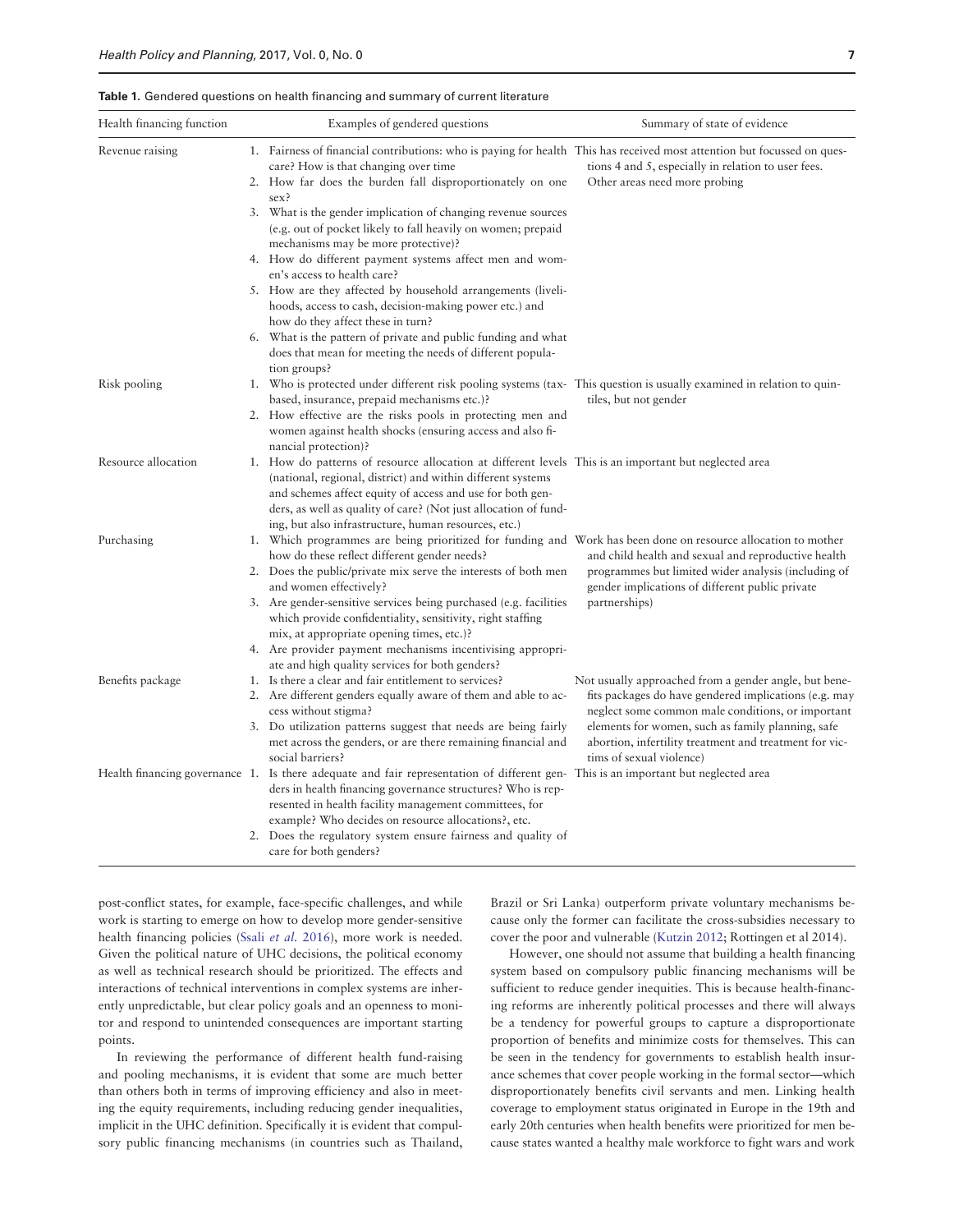**Table 1.** Gendered questions on health financing and summary of current literature

| Health financing function | Examples of gendered questions | Summary of state of evidence |
|---|---|---|
| Revenue raising | 1. Fairness of financial contributions: who is paying for health care? How is that changing over time<br>2. How far does the burden fall disproportionately on one sex?<br>3. What is the gender implication of changing revenue sources (e.g. out of pocket likely to fall heavily on women; prepaid mechanisms may be more protective)?<br>4. How do different payment systems affect men and women's access to health care?<br>5. How are they affected by household arrangements (livelihoods, access to cash, decision-making power etc.) and how do they affect these in turn?<br>6. What is the pattern of private and public funding and what does that mean for meeting the needs of different population groups? | This has received most attention but focussed on questions 4 and 5, especially in relation to user fees. Other areas need more probing |
| Risk pooling | 1. Who is protected under different risk pooling systems (tax-based, insurance, prepaid mechanisms etc.)?<br>2. How effective are the risks pools in protecting men and women against health shocks (ensuring access and also financial protection)? | This question is usually examined in relation to quintiles, but not gender |
| Resource allocation | 1. How do patterns of resource allocation at different levels (national, regional, district) and within different systems and schemes affect equity of access and use for both genders, as well as quality of care? (Not just allocation of funding, but also infrastructure, human resources, etc.) | This is an important but neglected area |
| Purchasing | 1. Which programmes are being prioritized for funding and how do these reflect different gender needs?<br>2. Does the public/private mix serve the interests of both men and women effectively?<br>3. Are gender-sensitive services being purchased (e.g. facilities which provide confidentiality, sensitivity, right staffing mix, at appropriate opening times, etc.)?<br>4. Are provider payment mechanisms incentivising appropriate and high quality services for both genders? | Work has been done on resource allocation to mother and child health and sexual and reproductive health programmes but limited wider analysis (including of gender implications of different public private partnerships) |
| Benefits package | 1. Is there a clear and fair entitlement to services?<br>2. Are different genders equally aware of them and able to access without stigma?<br>3. Do utilization patterns suggest that needs are being fairly met across the genders, or are there remaining financial and social barriers? | Not usually approached from a gender angle, but benefits packages do have gendered implications (e.g. may neglect some common male conditions, or important elements for women, such as family planning, safe abortion, infertility treatment and treatment for victims of sexual violence) |
| Health financing governance | 1. Is there adequate and fair representation of different genders in health financing governance structures? Who is represented in health facility management committees, for example? Who decides on resource allocations?, etc.<br>2. Does the regulatory system ensure fairness and quality of care for both genders? | This is an important but neglected area |

post-conflict states, for example, face-specific challenges, and while work is starting to emerge on how to develop more gender-sensitive health financing policies (Ssali *et al.* 2016), more work is needed. Given the political nature of UHC decisions, the political economy as well as technical research should be prioritized. The effects and interactions of technical interventions in complex systems are inherently unpredictable, but clear policy goals and an openness to monitor and respond to unintended consequences are important starting points.

In reviewing the performance of different health fund-raising and pooling mechanisms, it is evident that some are much better than others both in terms of improving efficiency and also in meeting the equity requirements, including reducing gender inequalities, implicit in the UHC definition. Specifically it is evident that compulsory public financing mechanisms (in countries such as Thailand, Brazil or Sri Lanka) outperform private voluntary mechanisms because only the former can facilitate the cross-subsidies necessary to cover the poor and vulnerable (Kutzin 2012; Rottingen et al 2014).

However, one should not assume that building a health financing system based on compulsory public financing mechanisms will be sufficient to reduce gender inequities. This is because health-financing reforms are inherently political processes and there will always be a tendency for powerful groups to capture a disproportionate proportion of benefits and minimize costs for themselves. This can be seen in the tendency for governments to establish health insurance schemes that cover people working in the formal sector—which disproportionately benefits civil servants and men. Linking health coverage to employment status originated in Europe in the 19th and early 20th centuries when health benefits were prioritized for men because states wanted a healthy male workforce to fight wars and work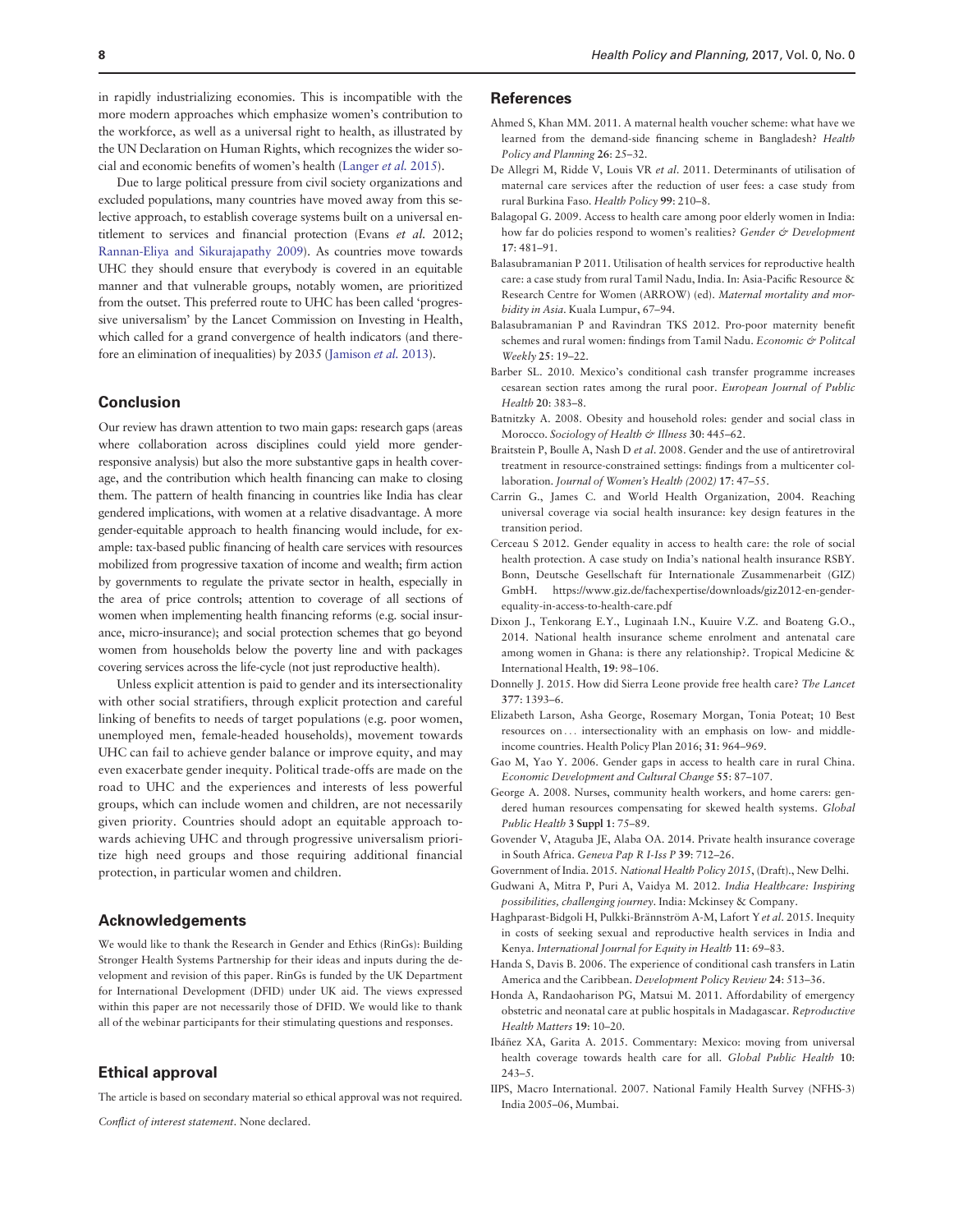in rapidly industrializing economies. This is incompatible with the more modern approaches which emphasize women's contribution to the workforce, as well as a universal right to health, as illustrated by the UN Declaration on Human Rights, which recognizes the wider social and economic benefits of women's health (Langer *et al.* 2015).

Due to large political pressure from civil society organizations and excluded populations, many countries have moved away from this selective approach, to establish coverage systems built on a universal entitlement to services and financial protection (Evans *et al.* 2012; Rannan-Eliya and Sikurajapathy 2009). As countries move towards UHC they should ensure that everybody is covered in an equitable manner and that vulnerable groups, notably women, are prioritized from the outset. This preferred route to UHC has been called 'progressive universalism' by the Lancet Commission on Investing in Health, which called for a grand convergence of health indicators (and therefore an elimination of inequalities) by 2035 (Jamison *et al.* 2013).

## Conclusion

Our review has drawn attention to two main gaps: research gaps (areas where collaboration across disciplines could yield more gender-responsive analysis) but also the more substantive gaps in health coverage, and the contribution which health financing can make to closing them. The pattern of health financing in countries like India has clear gendered implications, with women at a relative disadvantage. A more gender-equitable approach to health financing would include, for example: tax-based public financing of health care services with resources mobilized from progressive taxation of income and wealth; firm action by governments to regulate the private sector in health, especially in the area of price controls; attention to coverage of all sections of women when implementing health financing reforms (e.g. social insurance, micro-insurance); and social protection schemes that go beyond women from households below the poverty line and with packages covering services across the life-cycle (not just reproductive health).

Unless explicit attention is paid to gender and its intersectionality with other social stratifiers, through explicit protection and careful linking of benefits to needs of target populations (e.g. poor women, unemployed men, female-headed households), movement towards UHC can fail to achieve gender balance or improve equity, and may even exacerbate gender inequity. Political trade-offs are made on the road to UHC and the experiences and interests of less powerful groups, which can include women and children, are not necessarily given priority. Countries should adopt an equitable approach towards achieving UHC and through progressive universalism prioritize high need groups and those requiring additional financial protection, in particular women and children.

## Acknowledgements

We would like to thank the Research in Gender and Ethics (RinGs): Building Stronger Health Systems Partnership for their ideas and inputs during the development and revision of this paper. RinGs is funded by the UK Department for International Development (DFID) under UK aid. The views expressed within this paper are not necessarily those of DFID. We would like to thank all of the webinar participants for their stimulating questions and responses.

## Ethical approval

The article is based on secondary material so ethical approval was not required.

*Conflict of interest statement*. None declared.

## References

Ahmed S, Khan MM. 2011. A maternal health voucher scheme: what have we learned from the demand-side financing scheme in Bangladesh? *Health Policy and Planning* **26**: 25–32.

De Allegri M, Ridde V, Louis VR *et al*. 2011. Determinants of utilisation of maternal care services after the reduction of user fees: a case study from rural Burkina Faso. *Health Policy* **99**: 210–8.

Balagopal G. 2009. Access to health care among poor elderly women in India: how far do policies respond to women's realities? *Gender & Development* **17**: 481–91.

Balasubramanian P 2011. Utilisation of health services for reproductive health care: a case study from rural Tamil Nadu, India. In: Asia-Pacific Resource & Research Centre for Women (ARROW) (ed). *Maternal mortality and morbidity in Asia*. Kuala Lumpur, 67–94.

Balasubramanian P and Ravindran TKS 2012. Pro-poor maternity benefit schemes and rural women: findings from Tamil Nadu. *Economic & Politcal Weekly* **25**: 19–22.

Barber SL. 2010. Mexico's conditional cash transfer programme increases cesarean section rates among the rural poor. *European Journal of Public Health* **20**: 383–8.

Batnitzky A. 2008. Obesity and household roles: gender and social class in Morocco. *Sociology of Health & Illness* **30**: 445–62.

Braitstein P, Boulle A, Nash D *et al*. 2008. Gender and the use of antiretroviral treatment in resource-constrained settings: findings from a multicenter collaboration. *Journal of Women's Health (2002)* **17**: 47–55.

Carrin G., James C. and World Health Organization, 2004. Reaching universal coverage via social health insurance: key design features in the transition period.

Cerceau S 2012. Gender equality in access to health care: the role of social health protection. A case study on India's national health insurance RSBY. Bonn, Deutsche Gesellschaft für Internationale Zusammenarbeit (GIZ) GmbH. https://www.giz.de/fachexpertise/downloads/giz2012-en-gender-equality-in-access-to-health-care.pdf

Dixon J., Tenkorang E.Y., Luginaah I.N., Kuuire V.Z. and Boateng G.O., 2014. National health insurance scheme enrolment and antenatal care among women in Ghana: is there any relationship?. Tropical Medicine & International Health, 19: 98–106.

Donnelly J. 2015. How did Sierra Leone provide free health care? *The Lancet* **377**: 1393–6.

Elizabeth Larson, Asha George, Rosemary Morgan, Tonia Poteat; 10 Best resources on ... intersectionality with an emphasis on low- and middle-income countries. Health Policy Plan 2016; **31**: 964–969.

Gao M, Yao Y. 2006. Gender gaps in access to health care in rural China. *Economic Development and Cultural Change* **55**: 87–107.

George A. 2008. Nurses, community health workers, and home carers: gendered human resources compensating for skewed health systems. *Global Public Health* **3 Suppl 1**: 75–89.

Govender V, Ataguba JE, Alaba OA. 2014. Private health insurance coverage in South Africa. *Geneva Pap R I-Iss P* **39**: 712–26.

Government of India. 2015. *National Health Policy 2015*, (Draft)., New Delhi.

Gudwani A, Mitra P, Puri A, Vaidya M. 2012. *India Healthcare: Inspiring possibilities, challenging journey*. India: Mckinsey & Company.

Haghparast-Bidgoli H, Pulkki-Brännström A-M, Lafort Y *et al*. 2015. Inequity in costs of seeking sexual and reproductive health services in India and Kenya. *International Journal for Equity in Health* **11**: 69–83.

Handa S, Davis B. 2006. The experience of conditional cash transfers in Latin America and the Caribbean. *Development Policy Review* **24**: 513–36.

Honda A, Randaoharison PG, Matsui M. 2011. Affordability of emergency obstetric and neonatal care at public hospitals in Madagascar. *Reproductive Health Matters* **19**: 10–20.

Ibáñez XA, Garita A. 2015. Commentary: Mexico: moving from universal health coverage towards health care for all. *Global Public Health* **10**: 243–5.

IIPS, Macro International. 2007. National Family Health Survey (NFHS-3) India 2005–06, Mumbai.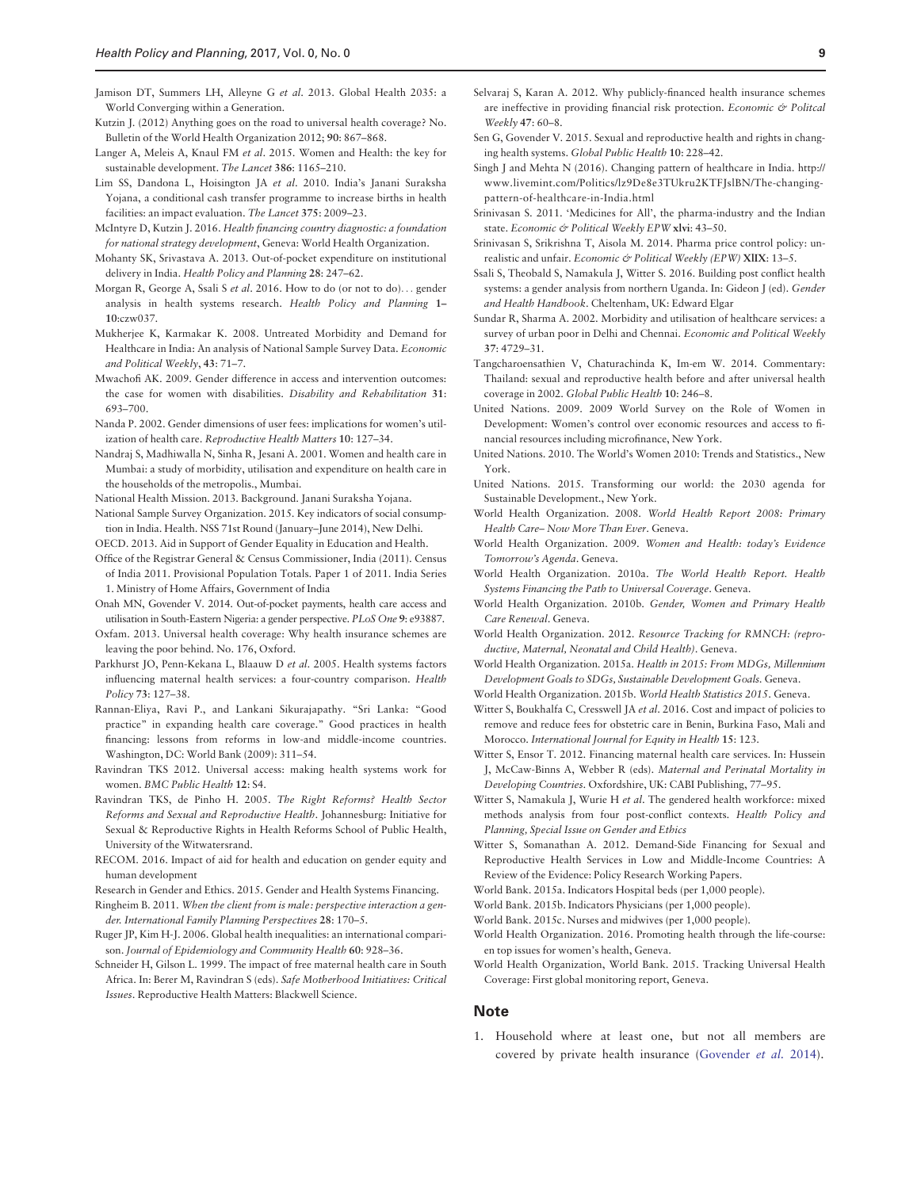Jamison DT, Summers LH, Alleyne G *et al*. 2013. Global Health 2035: a World Converging within a Generation.

Kutzin J. (2012) Anything goes on the road to universal health coverage? No. Bulletin of the World Health Organization 2012; **90**: 867–868.

Langer A, Meleis A, Knaul FM *et al*. 2015. Women and Health: the key for sustainable development. *The Lancet* **386**: 1165–210.

Lim SS, Dandona L, Hoisington JA *et al*. 2010. India's Janani Suraksha Yojana, a conditional cash transfer programme to increase births in health facilities: an impact evaluation. *The Lancet* **375**: 2009–23.

McIntyre D, Kutzin J. 2016. *Health financing country diagnostic: a foundation for national strategy development*, Geneva: World Health Organization.

Mohanty SK, Srivastava A. 2013. Out-of-pocket expenditure on institutional delivery in India. *Health Policy and Planning* **28**: 247–62.

Morgan R, George A, Ssali S *et al*. 2016. How to do (or not to do)... gender analysis in health systems research. *Health Policy and Planning* **1–10**:czw037.

Mukherjee K, Karmakar K. 2008. Untreated Morbidity and Demand for Healthcare in India: An analysis of National Sample Survey Data. *Economic and Political Weekly*, **43**: 71–7.

Mwachofi AK. 2009. Gender difference in access and intervention outcomes: the case for women with disabilities. *Disability and Rehabilitation* **31**: 693–700.

Nanda P. 2002. Gender dimensions of user fees: implications for women's utilization of health care. *Reproductive Health Matters* **10**: 127–34.

Nandraj S, Madhiwalla N, Sinha R, Jesani A. 2001. Women and health care in Mumbai: a study of morbidity, utilisation and expenditure on health care in the households of the metropolis., Mumbai.

National Health Mission. 2013. Background. Janani Suraksha Yojana.

National Sample Survey Organization. 2015. Key indicators of social consumption in India. Health. NSS 71st Round (January–June 2014), New Delhi.

OECD. 2013. Aid in Support of Gender Equality in Education and Health.

Office of the Registrar General & Census Commissioner, India (2011). Census of India 2011. Provisional Population Totals. Paper 1 of 2011. India Series 1. Ministry of Home Affairs, Government of India

Onah MN, Govender V. 2014. Out-of-pocket payments, health care access and utilisation in South-Eastern Nigeria: a gender perspective. *PLoS One* **9**: e93887.

Oxfam. 2013. Universal health coverage: Why health insurance schemes are leaving the poor behind. No. 176, Oxford.

Parkhurst JO, Penn-Kekana L, Blaauw D *et al*. 2005. Health systems factors influencing maternal health services: a four-country comparison. *Health Policy* **73**: 127–38.

Rannan-Eliya, Ravi P., and Lankani Sikurajapathy. "Sri Lanka: "Good practice" in expanding health care coverage." Good practices in health financing: lessons from reforms in low-and middle-income countries. Washington, DC: World Bank (2009): 311–54.

Ravindran TKS 2012. Universal access: making health systems work for women. *BMC Public Health* **12**: S4.

Ravindran TKS, de Pinho H. 2005. *The Right Reforms? Health Sector Reforms and Sexual and Reproductive Health*. Johannesburg: Initiative for Sexual & Reproductive Rights in Health Reforms School of Public Health, University of the Witwatersrand.

RECOM. 2016. Impact of aid for health and education on gender equity and human development

Research in Gender and Ethics. 2015. Gender and Health Systems Financing.

Ringheim B. 2011. *When the client from is male: perspective interaction a gender. International Family Planning Perspectives* **28**: 170–5.

Ruger JP, Kim H-J. 2006. Global health inequalities: an international comparison. *Journal of Epidemiology and Community Health* **60**: 928–36.

Schneider H, Gilson L. 1999. The impact of free maternal health care in South Africa. In: Berer M, Ravindran S (eds). *Safe Motherhood Initiatives: Critical Issues*. Reproductive Health Matters: Blackwell Science.

Selvaraj S, Karan A. 2012. Why publicly-financed health insurance schemes are ineffective in providing financial risk protection. *Economic & Politcal Weekly* **47**: 60–8.

Sen G, Govender V. 2015. Sexual and reproductive health and rights in changing health systems. *Global Public Health* **10**: 228–42.

Singh J and Mehta N (2016). Changing pattern of healthcare in India. http://www.livemint.com/Politics/lz9De8e3TUkru2KTFJslBN/The-changing-pattern-of-healthcare-in-India.html

Srinivasan S. 2011. 'Medicines for All', the pharma-industry and the Indian state. *Economic & Political Weekly EPW* **xlvi**: 43–50.

Srinivasan S, Srikrishna T, Aisola M. 2014. Pharma price control policy: unrealistic and unfair. *Economic & Political Weekly (EPW)* **XlIX**: 13–5.

Ssali S, Theobald S, Namakula J, Witter S. 2016. Building post conflict health systems: a gender analysis from northern Uganda. In: Gideon J (ed). *Gender and Health Handbook*. Cheltenham, UK: Edward Elgar

Sundar R, Sharma A. 2002. Morbidity and utilisation of healthcare services: a survey of urban poor in Delhi and Chennai. *Economic and Political Weekly* **37**: 4729–31.

Tangcharoensathien V, Chaturachinda K, Im-em W. 2014. Commentary: Thailand: sexual and reproductive health before and after universal health coverage in 2002. *Global Public Health* **10**: 246–8.

United Nations. 2009. 2009 World Survey on the Role of Women in Development: Women's control over economic resources and access to financial resources including microfinance, New York.

United Nations. 2010. The World's Women 2010: Trends and Statistics., New York.

United Nations. 2015. Transforming our world: the 2030 agenda for Sustainable Development., New York.

World Health Organization. 2008. *World Health Report 2008: Primary Health Care– Now More Than Ever*. Geneva.

World Health Organization. 2009. *Women and Health: today's Evidence Tomorrow's Agenda*. Geneva.

World Health Organization. 2010a. *The World Health Report. Health Systems Financing the Path to Universal Coverage*. Geneva.

World Health Organization. 2010b. *Gender, Women and Primary Health Care Renewal*. Geneva.

World Health Organization. 2012. *Resource Tracking for RMNCH: (reproductive, Maternal, Neonatal and Child Health)*. Geneva.

World Health Organization. 2015a. *Health in 2015: From MDGs, Millennium Development Goals to SDGs, Sustainable Development Goals*. Geneva.

World Health Organization. 2015b. *World Health Statistics 2015*. Geneva.

Witter S, Boukhalfa C, Cresswell JA *et al*. 2016. Cost and impact of policies to remove and reduce fees for obstetric care in Benin, Burkina Faso, Mali and Morocco. *International Journal for Equity in Health* **15**: 123.

Witter S, Ensor T. 2012. Financing maternal health care services. In: Hussein J, McCaw-Binns A, Webber R (eds). *Maternal and Perinatal Mortality in Developing Countries*. Oxfordshire, UK: CABI Publishing, 77–95.

Witter S, Namakula J, Wurie H *et al*. The gendered health workforce: mixed methods analysis from four post-conflict contexts. *Health Policy and Planning, Special Issue on Gender and Ethics*

Witter S, Somanathan A. 2012. Demand-Side Financing for Sexual and Reproductive Health Services in Low and Middle-Income Countries: A Review of the Evidence: Policy Research Working Papers.

World Bank. 2015a. Indicators Hospital beds (per 1,000 people).

World Bank. 2015b. Indicators Physicians (per 1,000 people).

World Bank. 2015c. Nurses and midwives (per 1,000 people).

World Health Organization. 2016. Promoting health through the life-course: en top issues for women's health, Geneva.

World Health Organization, World Bank. 2015. Tracking Universal Health Coverage: First global monitoring report, Geneva.

## Note

1. Household where at least one, but not all members are covered by private health insurance (Govender *et al.* 2014).